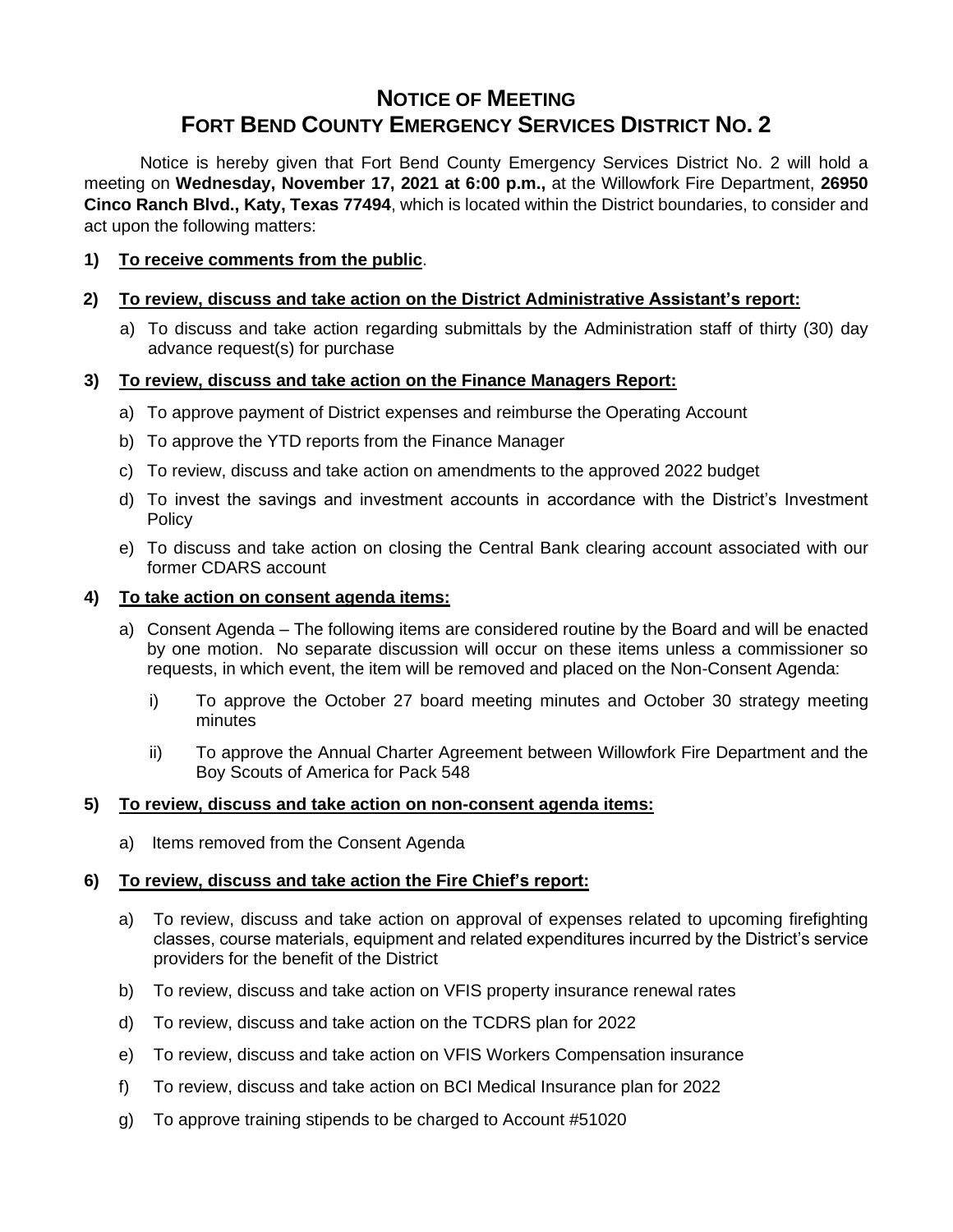# NOTICE OF MEETING
# FORT BEND COUNTY EMERGENCY SERVICES DISTRICT NO. 2

Notice is hereby given that Fort Bend County Emergency Services District No. 2 will hold a meeting on **Wednesday, November 17, 2021 at 6:00 p.m.,** at the Willowfork Fire Department, **26950 Cinco Ranch Blvd., Katy, Texas 77494**, which is located within the District boundaries, to consider and act upon the following matters:

**1) <u>To receive comments from the public</u>**.

**2) <u>To review, discuss and take action on the District Administrative Assistant's report:</u>**

a) To discuss and take action regarding submittals by the Administration staff of thirty (30) day advance request(s) for purchase

**3) <u>To review, discuss and take action on the Finance Managers Report:</u>**

a) To approve payment of District expenses and reimburse the Operating Account

b) To approve the YTD reports from the Finance Manager

c) To review, discuss and take action on amendments to the approved 2022 budget

d) To invest the savings and investment accounts in accordance with the District's Investment Policy

e) To discuss and take action on closing the Central Bank clearing account associated with our former CDARS account

**4) <u>To take action on consent agenda items:</u>**

a) Consent Agenda – The following items are considered routine by the Board and will be enacted by one motion. No separate discussion will occur on these items unless a commissioner so requests, in which event, the item will be removed and placed on the Non-Consent Agenda:

i) To approve the October 27 board meeting minutes and October 30 strategy meeting minutes

ii) To approve the Annual Charter Agreement between Willowfork Fire Department and the Boy Scouts of America for Pack 548

**5) <u>To review, discuss and take action on non-consent agenda items:</u>**

a) Items removed from the Consent Agenda

**6) <u>To review, discuss and take action the Fire Chief's report:</u>**

a) To review, discuss and take action on approval of expenses related to upcoming firefighting classes, course materials, equipment and related expenditures incurred by the District's service providers for the benefit of the District

b) To review, discuss and take action on VFIS property insurance renewal rates

d) To review, discuss and take action on the TCDRS plan for 2022

e) To review, discuss and take action on VFIS Workers Compensation insurance

f) To review, discuss and take action on BCI Medical Insurance plan for 2022

g) To approve training stipends to be charged to Account #51020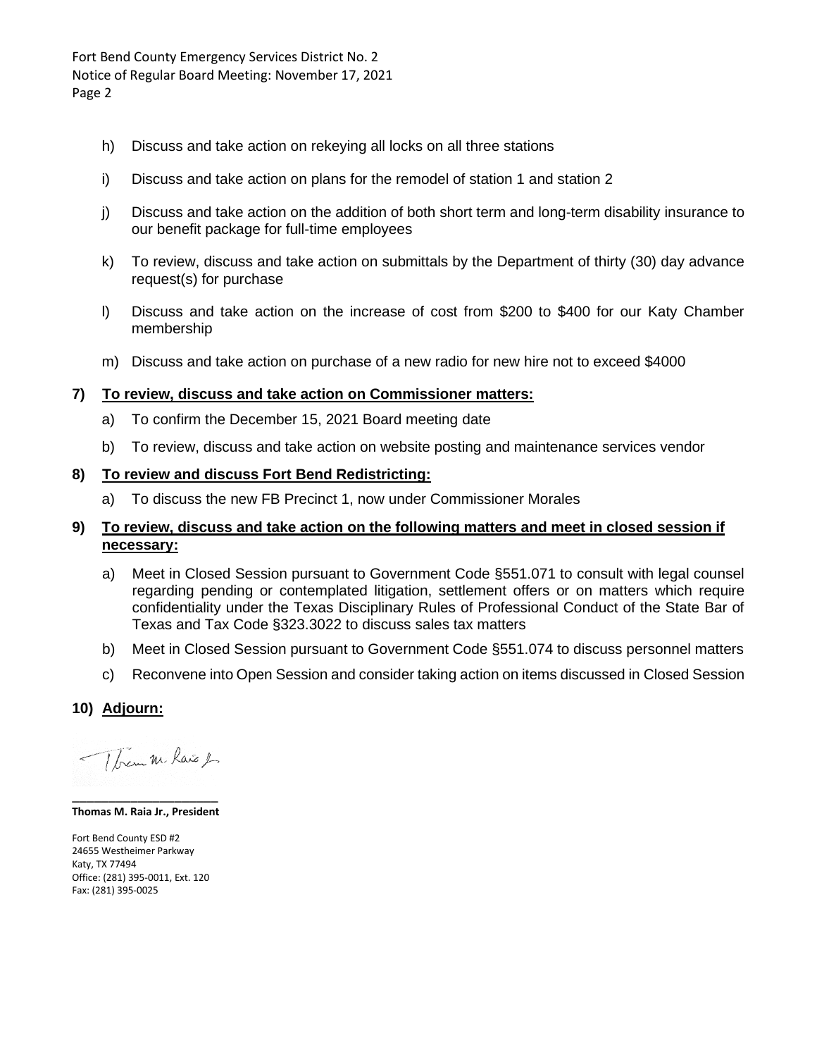h) Discuss and take action on rekeying all locks on all three stations

i) Discuss and take action on plans for the remodel of station 1 and station 2

j) Discuss and take action on the addition of both short term and long-term disability insurance to our benefit package for full-time employees

k) To review, discuss and take action on submittals by the Department of thirty (30) day advance request(s) for purchase

l) Discuss and take action on the increase of cost from $200 to $400 for our Katy Chamber membership

m) Discuss and take action on purchase of a new radio for new hire not to exceed $4000

**7) To review, discuss and take action on Commissioner matters:**

a) To confirm the December 15, 2021 Board meeting date

b) To review, discuss and take action on website posting and maintenance services vendor

**8) To review and discuss Fort Bend Redistricting:**

a) To discuss the new FB Precinct 1, now under Commissioner Morales

**9) To review, discuss and take action on the following matters and meet in closed session if necessary:**

a) Meet in Closed Session pursuant to Government Code §551.071 to consult with legal counsel regarding pending or contemplated litigation, settlement offers or on matters which require confidentiality under the Texas Disciplinary Rules of Professional Conduct of the State Bar of Texas and Tax Code §323.3022 to discuss sales tax matters

b) Meet in Closed Session pursuant to Government Code §551.074 to discuss personnel matters

c) Reconvene into Open Session and consider taking action on items discussed in Closed Session

**10) Adjourn:**

Thomas M. Raia Jr.

______________________

**Thomas M. Raia Jr., President**

Fort Bend County ESD #2
24655 Westheimer Parkway
Katy, TX 77494
Office: (281) 395-0011, Ext. 120
Fax: (281) 395-0025